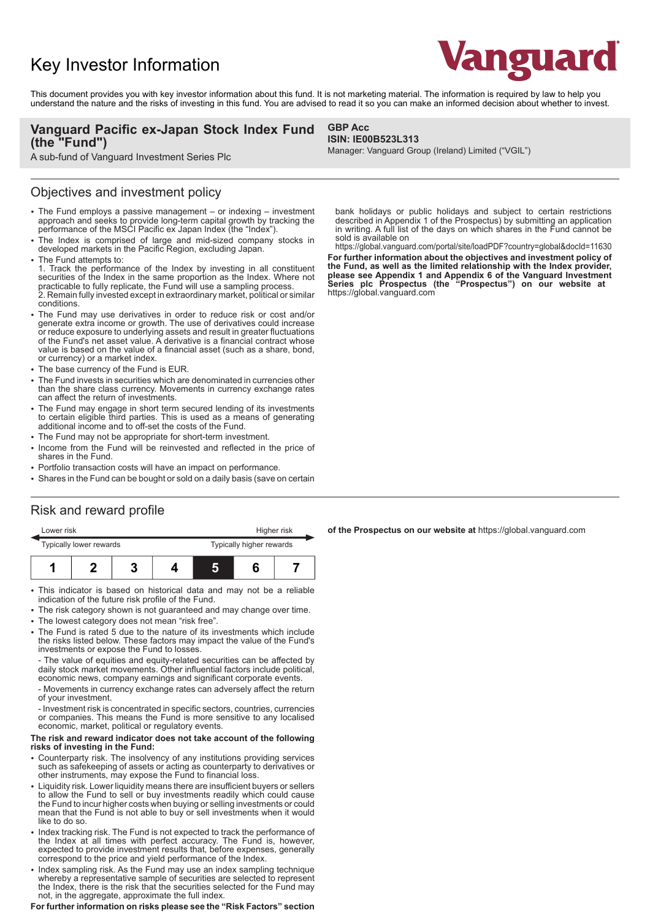# Key Investor Information

Vanguard

This document provides you with key investor information about this fund. It is not marketing material. The information is required by law to help you understand the nature and the risks of investing in this fund. You are advised to read it so you can make an informed decision about whether to invest.

**Vanguard Pacific ex-Japan Stock Index Fund (the "Fund")**

A sub-fund of Vanguard Investment Series Plc

**GBP Acc**
**ISIN: IE00B523L313**
Manager: Vanguard Group (Ireland) Limited ("VGIL")

## Objectives and investment policy

- The Fund employs a passive management – or indexing – investment approach and seeks to provide long-term capital growth by tracking the performance of the MSCI Pacific ex Japan Index (the "Index").
- The Index is comprised of large and mid-sized company stocks in developed markets in the Pacific Region, excluding Japan.
- The Fund attempts to:
  1. Track the performance of the Index by investing in all constituent securities of the Index in the same proportion as the Index. Where not practicable to fully replicate, the Fund will use a sampling process.
  2. Remain fully invested except in extraordinary market, political or similar conditions.
- The Fund may use derivatives in order to reduce risk or cost and/or generate extra income or growth. The use of derivatives could increase or reduce exposure to underlying assets and result in greater fluctuations of the Fund's net asset value. A derivative is a financial contract whose value is based on the value of a financial asset (such as a share, bond, or currency) or a market index.
- The base currency of the Fund is EUR.
- The Fund invests in securities which are denominated in currencies other than the share class currency. Movements in currency exchange rates can affect the return of investments.
- The Fund may engage in short term secured lending of its investments to certain eligible third parties. This is used as a means of generating additional income and to off-set the costs of the Fund.
- The Fund may not be appropriate for short-term investment.
- Income from the Fund will be reinvested and reflected in the price of shares in the Fund.
- Portfolio transaction costs will have an impact on performance.
- Shares in the Fund can be bought or sold on a daily basis (save on certain bank holidays or public holidays and subject to certain restrictions described in Appendix 1 of the Prospectus) by submitting an application in writing. A full list of the days on which shares in the Fund cannot be sold is available on https://global.vanguard.com/portal/site/loadPDF?country=global&docId=11630

**For further information about the objectives and investment policy of the Fund, as well as the limited relationship with the Index provider, please see Appendix 1 and Appendix 6 of the Vanguard Investment Series plc Prospectus (the "Prospectus") on our website at** https://global.vanguard.com

## Risk and reward profile

Lower risk — Higher risk

Typically lower rewards — Typically higher rewards

| 1 | 2 | 3 | 4 | **5** | 6 | 7 |
|---|---|---|---|---|---|---|

- This indicator is based on historical data and may not be a reliable indication of the future risk profile of the Fund.
- The risk category shown is not guaranteed and may change over time.
- The lowest category does not mean "risk free".
- The Fund is rated 5 due to the nature of its investments which include the risks listed below. These factors may impact the value of the Fund's investments or expose the Fund to losses.
  - The value of equities and equity-related securities can be affected by daily stock market movements. Other influential factors include political, economic news, company earnings and significant corporate events.
  - Movements in currency exchange rates can adversely affect the return of your investment.
  - Investment risk is concentrated in specific sectors, countries, currencies or companies. This means the Fund is more sensitive to any localised economic, market, political or regulatory events.

**The risk and reward indicator does not take account of the following risks of investing in the Fund:**

- Counterparty risk. The insolvency of any institutions providing services such as safekeeping of assets or acting as counterparty to derivatives or other instruments, may expose the Fund to financial loss.
- Liquidity risk. Lower liquidity means there are insufficient buyers or sellers to allow the Fund to sell or buy investments readily which could cause the Fund to incur higher costs when buying or selling investments or could mean that the Fund is not able to buy or sell investments when it would like to do so.
- Index tracking risk. The Fund is not expected to track the performance of the Index at all times with perfect accuracy. The Fund is, however, expected to provide investment results that, before expenses, generally correspond to the price and yield performance of the Index.
- Index sampling risk. As the Fund may use an index sampling technique whereby a representative sample of securities are selected to represent the Index, there is the risk that the securities selected for the Fund may not, in the aggregate, approximate the full index.

**For further information on risks please see the "Risk Factors" section of the Prospectus on our website at** https://global.vanguard.com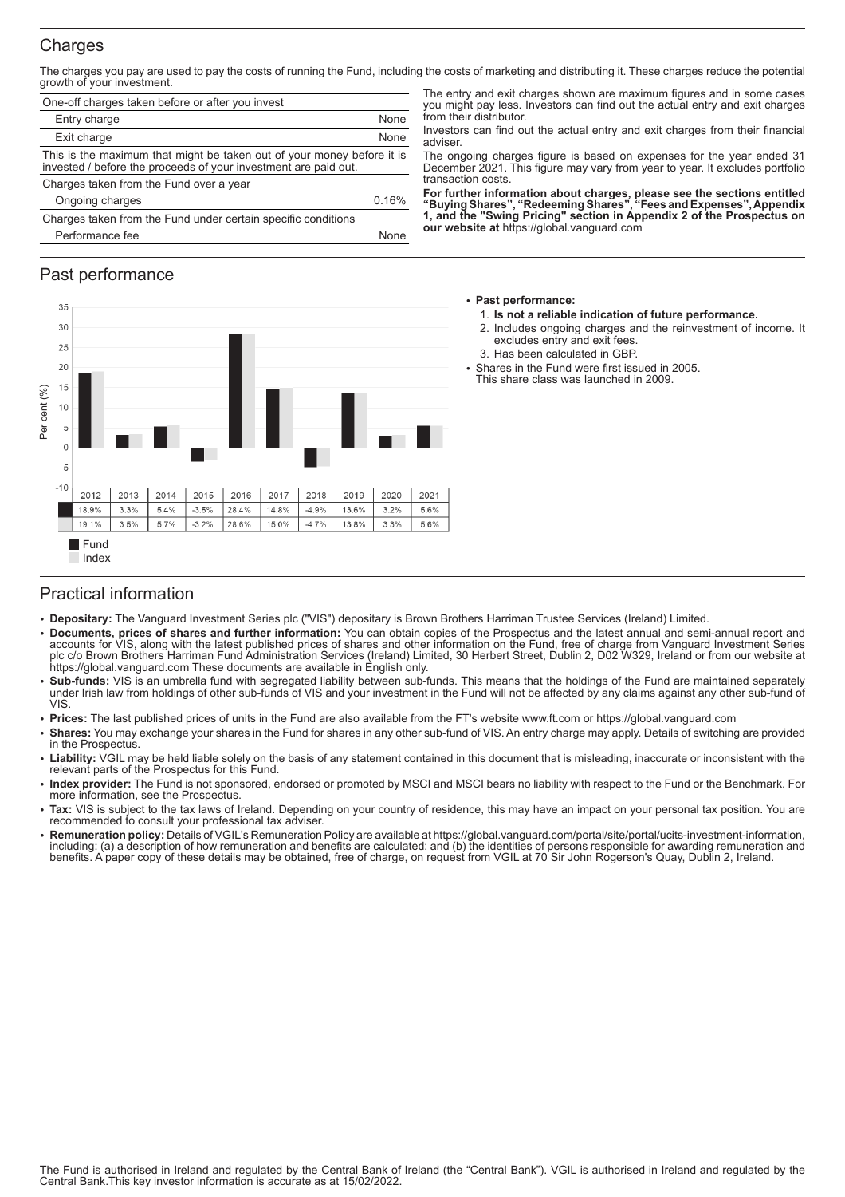## Charges

The charges you pay are used to pay the costs of running the Fund, including the costs of marketing and distributing it. These charges reduce the potential growth of your investment.

| | |
|---|---|
| **One-off charges taken before or after you invest** | |
| Entry charge | None |
| Exit charge | None |
| This is the maximum that might be taken out of your money before it is invested / before the proceeds of your investment are paid out. | |
| **Charges taken from the Fund over a year** | |
| Ongoing charges | 0.16% |
| **Charges taken from the Fund under certain specific conditions** | |
| Performance fee | None |

The entry and exit charges shown are maximum figures and in some cases you might pay less. Investors can find out the actual entry and exit charges from their distributor.

Investors can find out the actual entry and exit charges from their financial adviser.

The ongoing charges figure is based on expenses for the year ended 31 December 2021. This figure may vary from year to year. It excludes portfolio transaction costs.

**For further information about charges, please see the sections entitled "Buying Shares", "Redeeming Shares", "Fees and Expenses", Appendix 1, and the "Swing Pricing" section in Appendix 2 of the Prospectus on our website at** https://global.vanguard.com

## Past performance

Per cent (%)

35
30
25
20
15
10
5
0
-5
-10

2012 2013 2014 2015 2016 2017 2018 2019 2020 2021

18.9% 3.3% 5.4% -3.5% 28.4% 14.8% -4.9% 13.6% 3.2% 5.6%

19.1% 3.5% 5.7% -3.2% 28.6% 15.0% -4.7% 13.8% 3.3% 5.6%

Fund
Index

- **Past performance:**
  1. **Is not a reliable indication of future performance.**
  2. Includes ongoing charges and the reinvestment of income. It excludes entry and exit fees.
  3. Has been calculated in GBP.
- Shares in the Fund were first issued in 2005. This share class was launched in 2009.

## Practical information

- **Depositary:** The Vanguard Investment Series plc ("VIS") depositary is Brown Brothers Harriman Trustee Services (Ireland) Limited.
- **Documents, prices of shares and further information:** You can obtain copies of the Prospectus and the latest annual and semi-annual report and accounts for VIS, along with the latest published prices of shares and other information on the Fund, free of charge from Vanguard Investment Series plc c/o Brown Brothers Harriman Fund Administration Services (Ireland) Limited, 30 Herbert Street, Dublin 2, D02 W329, Ireland or from our website at https://global.vanguard.com These documents are available in English only.
- **Sub-funds:** VIS is an umbrella fund with segregated liability between sub-funds. This means that the holdings of the Fund are maintained separately under Irish law from holdings of other sub-funds of VIS and your investment in the Fund will not be affected by any claims against any other sub-fund of VIS.
- **Prices:** The last published prices of units in the Fund are also available from the FT's website www.ft.com or https://global.vanguard.com
- **Shares:** You may exchange your shares in the Fund for shares in any other sub-fund of VIS. An entry charge may apply. Details of switching are provided in the Prospectus.
- **Liability:** VGIL may be held liable solely on the basis of any statement contained in this document that is misleading, inaccurate or inconsistent with the relevant parts of the Prospectus for this Fund.
- **Index provider:** The Fund is not sponsored, endorsed or promoted by MSCI and MSCI bears no liability with respect to the Fund or the Benchmark. For more information, see the Prospectus.
- **Tax:** VIS is subject to the tax laws of Ireland. Depending on your country of residence, this may have an impact on your personal tax position. You are recommended to consult your professional tax adviser.
- **Remuneration policy:** Details of VGIL's Remuneration Policy are available at https://global.vanguard.com/portal/site/portal/ucits-investment-information, including: (a) a description of how remuneration and benefits are calculated; and (b) the identities of persons responsible for awarding remuneration and benefits. A paper copy of these details may be obtained, free of charge, on request from VGIL at 70 Sir John Rogerson's Quay, Dublin 2, Ireland.

The Fund is authorised in Ireland and regulated by the Central Bank of Ireland (the "Central Bank"). VGIL is authorised in Ireland and regulated by the Central Bank.This key investor information is accurate as at 15/02/2022.